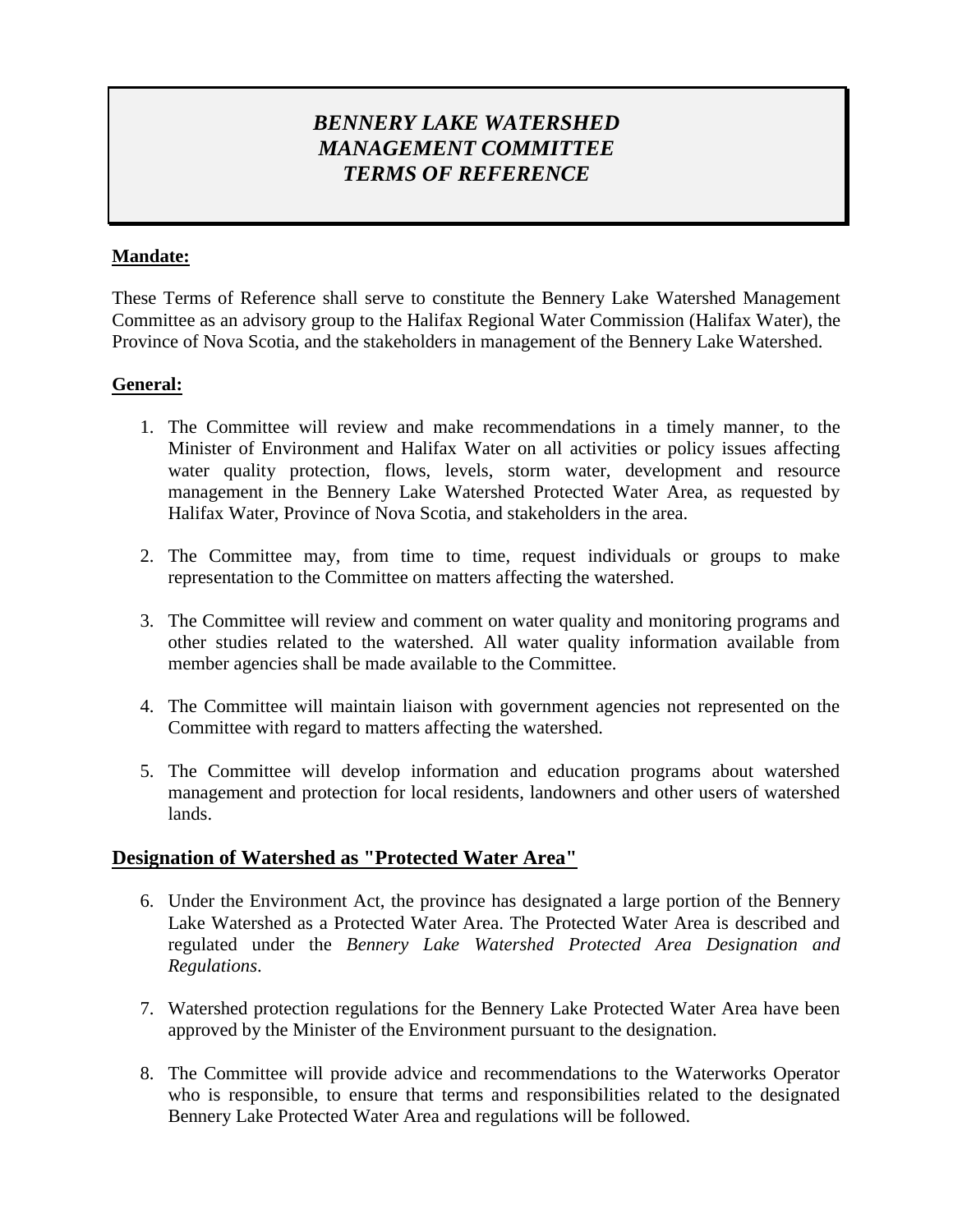# *BENNERY LAKE WATERSHED MANAGEMENT COMMITTEE TERMS OF REFERENCE*

**Mandate:**

These Terms of Reference shall serve to constitute the Bennery Lake Watershed Management Committee as an advisory group to the Halifax Regional Water Commission (Halifax Water), the Province of Nova Scotia, and the stakeholders in management of the Bennery Lake Watershed.

**General:**

1. The Committee will review and make recommendations in a timely manner, to the Minister of Environment and Halifax Water on all activities or policy issues affecting water quality protection, flows, levels, storm water, development and resource management in the Bennery Lake Watershed Protected Water Area, as requested by Halifax Water, Province of Nova Scotia, and stakeholders in the area.

2. The Committee may, from time to time, request individuals or groups to make representation to the Committee on matters affecting the watershed.

3. The Committee will review and comment on water quality and monitoring programs and other studies related to the watershed. All water quality information available from member agencies shall be made available to the Committee.

4. The Committee will maintain liaison with government agencies not represented on the Committee with regard to matters affecting the watershed.

5. The Committee will develop information and education programs about watershed management and protection for local residents, landowners and other users of watershed lands.

## Designation of Watershed as "Protected Water Area"

6. Under the Environment Act, the province has designated a large portion of the Bennery Lake Watershed as a Protected Water Area. The Protected Water Area is described and regulated under the *Bennery Lake Watershed Protected Area Designation and Regulations*.

7. Watershed protection regulations for the Bennery Lake Protected Water Area have been approved by the Minister of the Environment pursuant to the designation.

8. The Committee will provide advice and recommendations to the Waterworks Operator who is responsible, to ensure that terms and responsibilities related to the designated Bennery Lake Protected Water Area and regulations will be followed.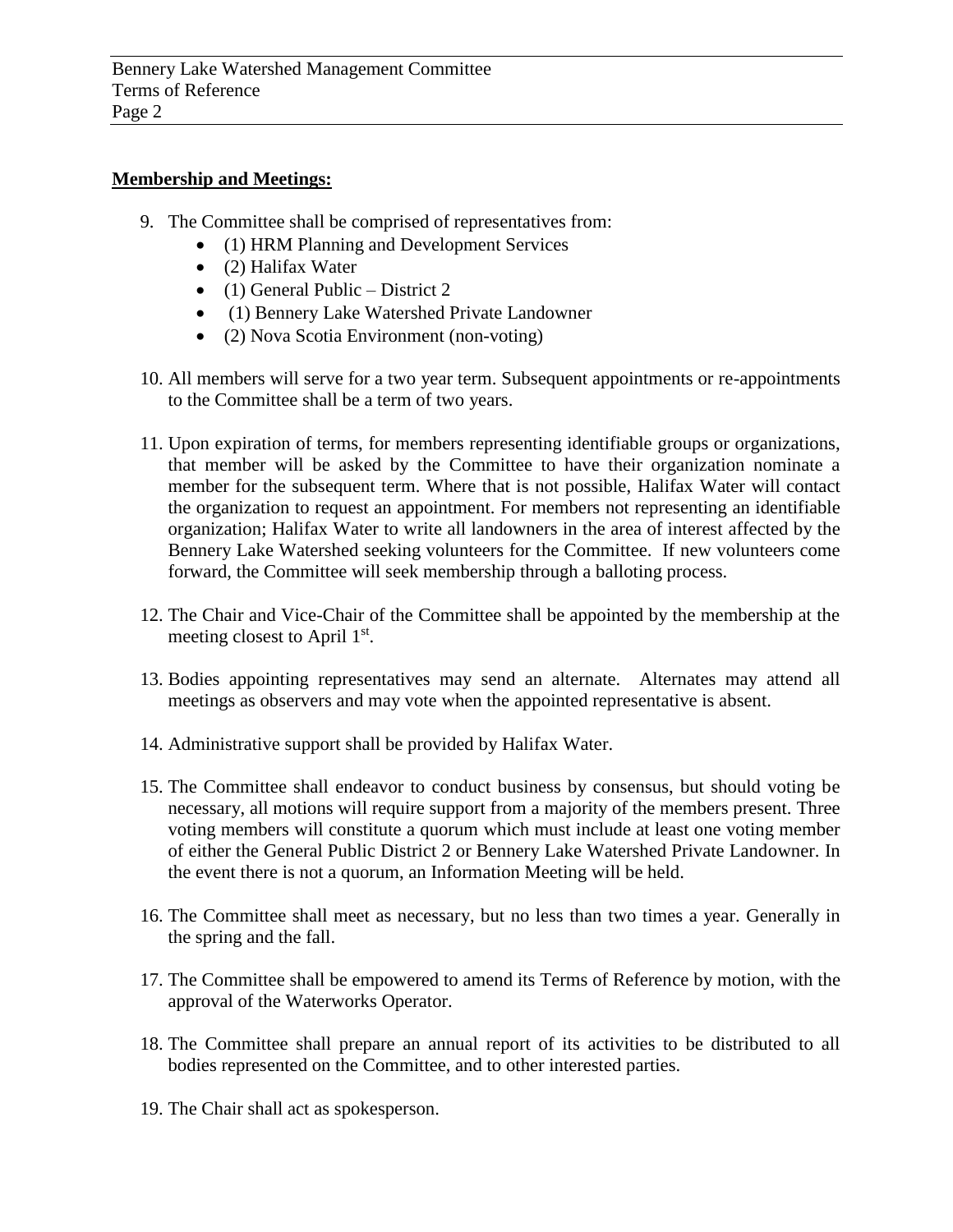**Membership and Meetings:**

9. The Committee shall be comprised of representatives from:
   - (1) HRM Planning and Development Services
   - (2) Halifax Water
   - (1) General Public – District 2
   - (1) Bennery Lake Watershed Private Landowner
   - (2) Nova Scotia Environment (non-voting)

10. All members will serve for a two year term. Subsequent appointments or re-appointments to the Committee shall be a term of two years.

11. Upon expiration of terms, for members representing identifiable groups or organizations, that member will be asked by the Committee to have their organization nominate a member for the subsequent term. Where that is not possible, Halifax Water will contact the organization to request an appointment. For members not representing an identifiable organization; Halifax Water to write all landowners in the area of interest affected by the Bennery Lake Watershed seeking volunteers for the Committee. If new volunteers come forward, the Committee will seek membership through a balloting process.

12. The Chair and Vice-Chair of the Committee shall be appointed by the membership at the meeting closest to April 1st.

13. Bodies appointing representatives may send an alternate. Alternates may attend all meetings as observers and may vote when the appointed representative is absent.

14. Administrative support shall be provided by Halifax Water.

15. The Committee shall endeavor to conduct business by consensus, but should voting be necessary, all motions will require support from a majority of the members present. Three voting members will constitute a quorum which must include at least one voting member of either the General Public District 2 or Bennery Lake Watershed Private Landowner. In the event there is not a quorum, an Information Meeting will be held.

16. The Committee shall meet as necessary, but no less than two times a year. Generally in the spring and the fall.

17. The Committee shall be empowered to amend its Terms of Reference by motion, with the approval of the Waterworks Operator.

18. The Committee shall prepare an annual report of its activities to be distributed to all bodies represented on the Committee, and to other interested parties.

19. The Chair shall act as spokesperson.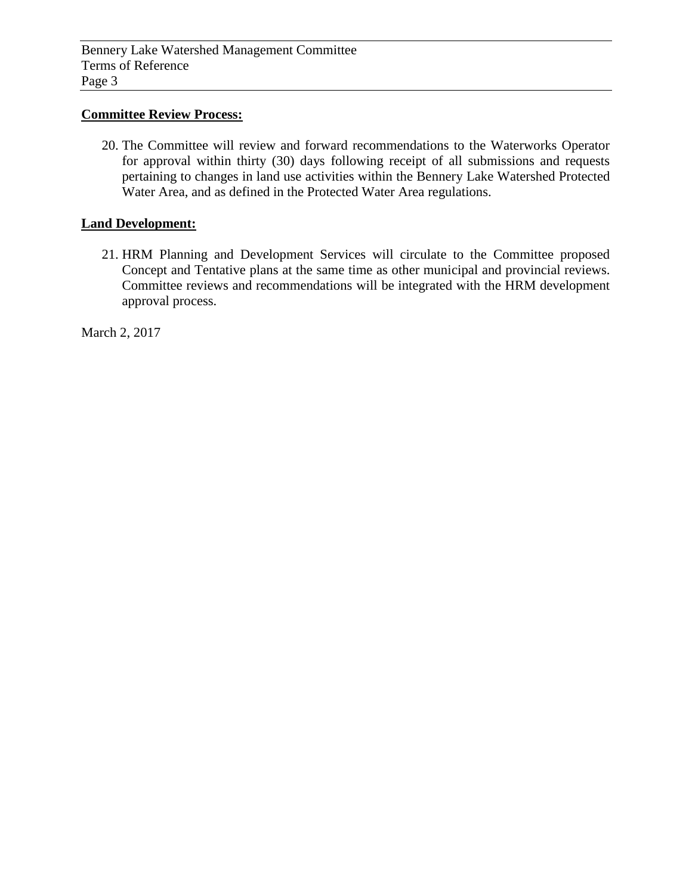**Committee Review Process:**

20. The Committee will review and forward recommendations to the Waterworks Operator for approval within thirty (30) days following receipt of all submissions and requests pertaining to changes in land use activities within the Bennery Lake Watershed Protected Water Area, and as defined in the Protected Water Area regulations.

**Land Development:**

21. HRM Planning and Development Services will circulate to the Committee proposed Concept and Tentative plans at the same time as other municipal and provincial reviews. Committee reviews and recommendations will be integrated with the HRM development approval process.

March 2, 2017